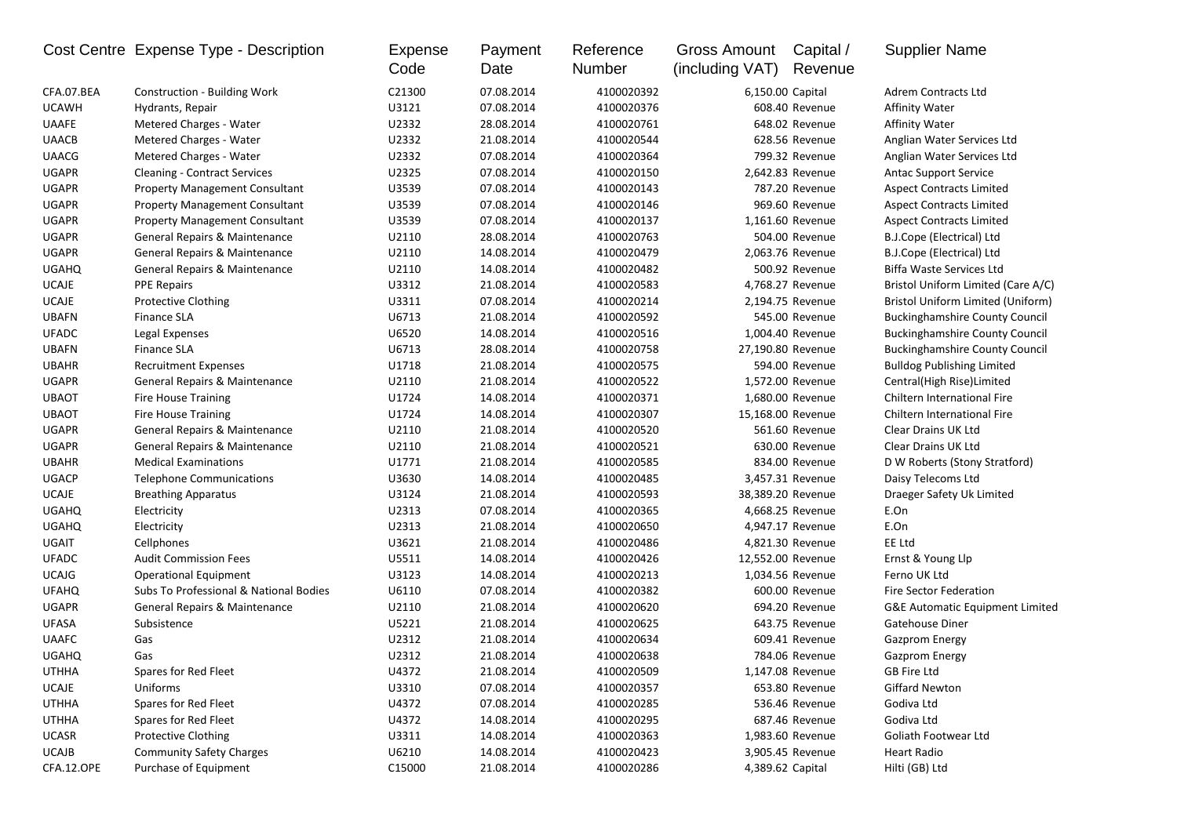| Cost Centre | Expense Type - Description | Expense Code | Payment Date | Reference Number | Gross Amount (including VAT) | Capital / Revenue | Supplier Name |
|---|---|---|---|---|---|---|---|
| CFA.07.BEA | Construction - Building Work | C21300 | 07.08.2014 | 4100020392 | 6,150.00 | Capital | Adrem Contracts Ltd |
| UCAWH | Hydrants, Repair | U3121 | 07.08.2014 | 4100020376 | 608.40 | Revenue | Affinity Water |
| UAAFE | Metered Charges - Water | U2332 | 28.08.2014 | 4100020761 | 648.02 | Revenue | Affinity Water |
| UAACB | Metered Charges - Water | U2332 | 21.08.2014 | 4100020544 | 628.56 | Revenue | Anglian Water Services Ltd |
| UAACG | Metered Charges - Water | U2332 | 07.08.2014 | 4100020364 | 799.32 | Revenue | Anglian Water Services Ltd |
| UGAPR | Cleaning - Contract Services | U2325 | 07.08.2014 | 4100020150 | 2,642.83 | Revenue | Antac Support Service |
| UGAPR | Property Management Consultant | U3539 | 07.08.2014 | 4100020143 | 787.20 | Revenue | Aspect Contracts Limited |
| UGAPR | Property Management Consultant | U3539 | 07.08.2014 | 4100020146 | 969.60 | Revenue | Aspect Contracts Limited |
| UGAPR | Property Management Consultant | U3539 | 07.08.2014 | 4100020137 | 1,161.60 | Revenue | Aspect Contracts Limited |
| UGAPR | General Repairs & Maintenance | U2110 | 28.08.2014 | 4100020763 | 504.00 | Revenue | B.J.Cope (Electrical) Ltd |
| UGAPR | General Repairs & Maintenance | U2110 | 14.08.2014 | 4100020479 | 2,063.76 | Revenue | B.J.Cope (Electrical) Ltd |
| UGAHQ | General Repairs & Maintenance | U2110 | 14.08.2014 | 4100020482 | 500.92 | Revenue | Biffa Waste Services Ltd |
| UCAJE | PPE Repairs | U3312 | 21.08.2014 | 4100020583 | 4,768.27 | Revenue | Bristol Uniform Limited (Care A/C) |
| UCAJE | Protective Clothing | U3311 | 07.08.2014 | 4100020214 | 2,194.75 | Revenue | Bristol Uniform Limited (Uniform) |
| UBAFN | Finance SLA | U6713 | 21.08.2014 | 4100020592 | 545.00 | Revenue | Buckinghamshire County Council |
| UFADC | Legal Expenses | U6520 | 14.08.2014 | 4100020516 | 1,004.40 | Revenue | Buckinghamshire County Council |
| UBAFN | Finance SLA | U6713 | 28.08.2014 | 4100020758 | 27,190.80 | Revenue | Buckinghamshire County Council |
| UBAHR | Recruitment Expenses | U1718 | 21.08.2014 | 4100020575 | 594.00 | Revenue | Bulldog Publishing Limited |
| UGAPR | General Repairs & Maintenance | U2110 | 21.08.2014 | 4100020522 | 1,572.00 | Revenue | Central(High Rise)Limited |
| UBAOT | Fire House Training | U1724 | 14.08.2014 | 4100020371 | 1,680.00 | Revenue | Chiltern International Fire |
| UBAOT | Fire House Training | U1724 | 14.08.2014 | 4100020307 | 15,168.00 | Revenue | Chiltern International Fire |
| UGAPR | General Repairs & Maintenance | U2110 | 21.08.2014 | 4100020520 | 561.60 | Revenue | Clear Drains UK Ltd |
| UGAPR | General Repairs & Maintenance | U2110 | 21.08.2014 | 4100020521 | 630.00 | Revenue | Clear Drains UK Ltd |
| UBAHR | Medical Examinations | U1771 | 21.08.2014 | 4100020585 | 834.00 | Revenue | D W Roberts (Stony Stratford) |
| UGACP | Telephone Communications | U3630 | 14.08.2014 | 4100020485 | 3,457.31 | Revenue | Daisy Telecoms Ltd |
| UCAJE | Breathing Apparatus | U3124 | 21.08.2014 | 4100020593 | 38,389.20 | Revenue | Draeger Safety Uk Limited |
| UGAHQ | Electricity | U2313 | 07.08.2014 | 4100020365 | 4,668.25 | Revenue | E.On |
| UGAHQ | Electricity | U2313 | 21.08.2014 | 4100020650 | 4,947.17 | Revenue | E.On |
| UGAIT | Cellphones | U3621 | 21.08.2014 | 4100020486 | 4,821.30 | Revenue | EE Ltd |
| UFADC | Audit Commission Fees | U5511 | 14.08.2014 | 4100020426 | 12,552.00 | Revenue | Ernst & Young Llp |
| UCAJG | Operational Equipment | U3123 | 14.08.2014 | 4100020213 | 1,034.56 | Revenue | Ferno UK Ltd |
| UFAHQ | Subs To Professional & National Bodies | U6110 | 07.08.2014 | 4100020382 | 600.00 | Revenue | Fire Sector Federation |
| UGAPR | General Repairs & Maintenance | U2110 | 21.08.2014 | 4100020620 | 694.20 | Revenue | G&E Automatic Equipment Limited |
| UFASA | Subsistence | U5221 | 21.08.2014 | 4100020625 | 643.75 | Revenue | Gatehouse Diner |
| UAAFC | Gas | U2312 | 21.08.2014 | 4100020634 | 609.41 | Revenue | Gazprom Energy |
| UGAHQ | Gas | U2312 | 21.08.2014 | 4100020638 | 784.06 | Revenue | Gazprom Energy |
| UTHHA | Spares for Red Fleet | U4372 | 21.08.2014 | 4100020509 | 1,147.08 | Revenue | GB Fire Ltd |
| UCAJE | Uniforms | U3310 | 07.08.2014 | 4100020357 | 653.80 | Revenue | Giffard Newton |
| UTHHA | Spares for Red Fleet | U4372 | 07.08.2014 | 4100020285 | 536.46 | Revenue | Godiva Ltd |
| UTHHA | Spares for Red Fleet | U4372 | 14.08.2014 | 4100020295 | 687.46 | Revenue | Godiva Ltd |
| UCASR | Protective Clothing | U3311 | 14.08.2014 | 4100020363 | 1,983.60 | Revenue | Goliath Footwear Ltd |
| UCAJB | Community Safety Charges | U6210 | 14.08.2014 | 4100020423 | 3,905.45 | Revenue | Heart Radio |
| CFA.12.OPE | Purchase of Equipment | C15000 | 21.08.2014 | 4100020286 | 4,389.62 | Capital | Hilti (GB) Ltd |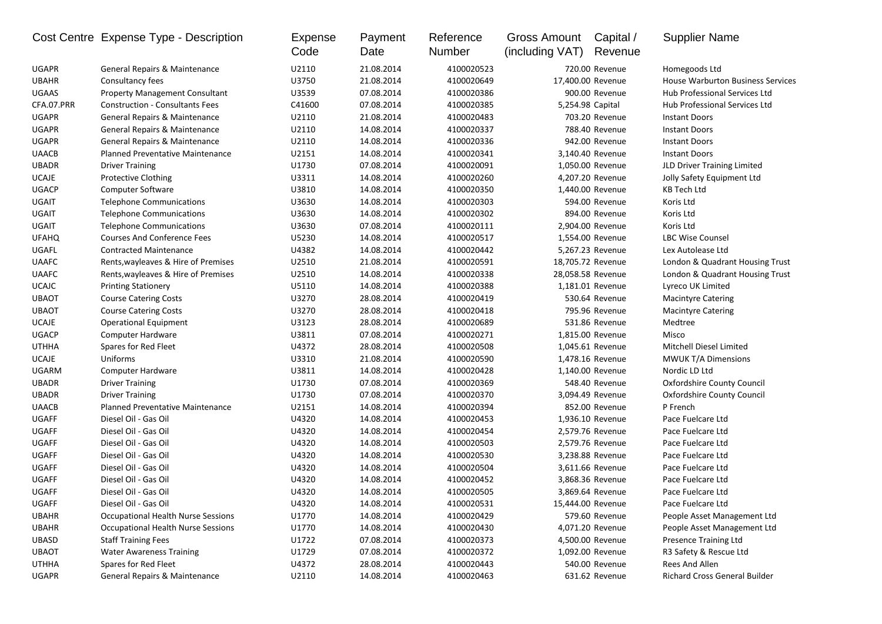| Cost Centre | Expense Type - Description | Expense Code | Payment Date | Reference Number | Gross Amount (including VAT) | Capital / Revenue | Supplier Name |
|---|---|---|---|---|---|---|---|
| UGAPR | General Repairs & Maintenance | U2110 | 21.08.2014 | 4100020523 | 720.00 | Revenue | Homegoods Ltd |
| UBAHR | Consultancy fees | U3750 | 21.08.2014 | 4100020649 | 17,400.00 | Revenue | House Warburton Business Services |
| UGAAS | Property Management Consultant | U3539 | 07.08.2014 | 4100020386 | 900.00 | Revenue | Hub Professional Services Ltd |
| CFA.07.PRR | Construction - Consultants Fees | C41600 | 07.08.2014 | 4100020385 | 5,254.98 | Capital | Hub Professional Services Ltd |
| UGAPR | General Repairs & Maintenance | U2110 | 21.08.2014 | 4100020483 | 703.20 | Revenue | Instant Doors |
| UGAPR | General Repairs & Maintenance | U2110 | 14.08.2014 | 4100020337 | 788.40 | Revenue | Instant Doors |
| UGAPR | General Repairs & Maintenance | U2110 | 14.08.2014 | 4100020336 | 942.00 | Revenue | Instant Doors |
| UAACB | Planned Preventative Maintenance | U2151 | 14.08.2014 | 4100020341 | 3,140.40 | Revenue | Instant Doors |
| UBADR | Driver Training | U1730 | 07.08.2014 | 4100020091 | 1,050.00 | Revenue | JLD Driver Training Limited |
| UCAJE | Protective Clothing | U3311 | 14.08.2014 | 4100020260 | 4,207.20 | Revenue | Jolly Safety Equipment Ltd |
| UGACP | Computer Software | U3810 | 14.08.2014 | 4100020350 | 1,440.00 | Revenue | KB Tech Ltd |
| UGAIT | Telephone Communications | U3630 | 14.08.2014 | 4100020303 | 594.00 | Revenue | Koris Ltd |
| UGAIT | Telephone Communications | U3630 | 14.08.2014 | 4100020302 | 894.00 | Revenue | Koris Ltd |
| UGAIT | Telephone Communications | U3630 | 07.08.2014 | 4100020111 | 2,904.00 | Revenue | Koris Ltd |
| UFAHQ | Courses And Conference Fees | U5230 | 14.08.2014 | 4100020517 | 1,554.00 | Revenue | LBC Wise Counsel |
| UGAFL | Contracted Maintenance | U4382 | 14.08.2014 | 4100020442 | 5,267.23 | Revenue | Lex Autolease Ltd |
| UAAFC | Rents,wayleaves & Hire of Premises | U2510 | 21.08.2014 | 4100020591 | 18,705.72 | Revenue | London & Quadrant Housing Trust |
| UAAFC | Rents,wayleaves & Hire of Premises | U2510 | 14.08.2014 | 4100020338 | 28,058.58 | Revenue | London & Quadrant Housing Trust |
| UCAJC | Printing Stationery | U5110 | 14.08.2014 | 4100020388 | 1,181.01 | Revenue | Lyreco UK Limited |
| UBAOT | Course Catering Costs | U3270 | 28.08.2014 | 4100020419 | 530.64 | Revenue | Macintyre Catering |
| UBAOT | Course Catering Costs | U3270 | 28.08.2014 | 4100020418 | 795.96 | Revenue | Macintyre Catering |
| UCAJE | Operational Equipment | U3123 | 28.08.2014 | 4100020689 | 531.86 | Revenue | Medtree |
| UGACP | Computer Hardware | U3811 | 07.08.2014 | 4100020271 | 1,815.00 | Revenue | Misco |
| UTHHA | Spares for Red Fleet | U4372 | 28.08.2014 | 4100020508 | 1,045.61 | Revenue | Mitchell Diesel Limited |
| UCAJE | Uniforms | U3310 | 21.08.2014 | 4100020590 | 1,478.16 | Revenue | MWUK T/A Dimensions |
| UGARM | Computer Hardware | U3811 | 14.08.2014 | 4100020428 | 1,140.00 | Revenue | Nordic LD Ltd |
| UBADR | Driver Training | U1730 | 07.08.2014 | 4100020369 | 548.40 | Revenue | Oxfordshire County Council |
| UBADR | Driver Training | U1730 | 07.08.2014 | 4100020370 | 3,094.49 | Revenue | Oxfordshire County Council |
| UAACB | Planned Preventative Maintenance | U2151 | 14.08.2014 | 4100020394 | 852.00 | Revenue | P French |
| UGAFF | Diesel Oil - Gas Oil | U4320 | 14.08.2014 | 4100020453 | 1,936.10 | Revenue | Pace Fuelcare Ltd |
| UGAFF | Diesel Oil - Gas Oil | U4320 | 14.08.2014 | 4100020454 | 2,579.76 | Revenue | Pace Fuelcare Ltd |
| UGAFF | Diesel Oil - Gas Oil | U4320 | 14.08.2014 | 4100020503 | 2,579.76 | Revenue | Pace Fuelcare Ltd |
| UGAFF | Diesel Oil - Gas Oil | U4320 | 14.08.2014 | 4100020530 | 3,238.88 | Revenue | Pace Fuelcare Ltd |
| UGAFF | Diesel Oil - Gas Oil | U4320 | 14.08.2014 | 4100020504 | 3,611.66 | Revenue | Pace Fuelcare Ltd |
| UGAFF | Diesel Oil - Gas Oil | U4320 | 14.08.2014 | 4100020452 | 3,868.36 | Revenue | Pace Fuelcare Ltd |
| UGAFF | Diesel Oil - Gas Oil | U4320 | 14.08.2014 | 4100020505 | 3,869.64 | Revenue | Pace Fuelcare Ltd |
| UGAFF | Diesel Oil - Gas Oil | U4320 | 14.08.2014 | 4100020531 | 15,444.00 | Revenue | Pace Fuelcare Ltd |
| UBAHR | Occupational Health Nurse Sessions | U1770 | 14.08.2014 | 4100020429 | 579.60 | Revenue | People Asset Management Ltd |
| UBAHR | Occupational Health Nurse Sessions | U1770 | 14.08.2014 | 4100020430 | 4,071.20 | Revenue | People Asset Management Ltd |
| UBASD | Staff Training Fees | U1722 | 07.08.2014 | 4100020373 | 4,500.00 | Revenue | Presence Training Ltd |
| UBAOT | Water Awareness Training | U1729 | 07.08.2014 | 4100020372 | 1,092.00 | Revenue | R3 Safety & Rescue Ltd |
| UTHHA | Spares for Red Fleet | U4372 | 28.08.2014 | 4100020443 | 540.00 | Revenue | Rees And Allen |
| UGAPR | General Repairs & Maintenance | U2110 | 14.08.2014 | 4100020463 | 631.62 | Revenue | Richard Cross General Builder |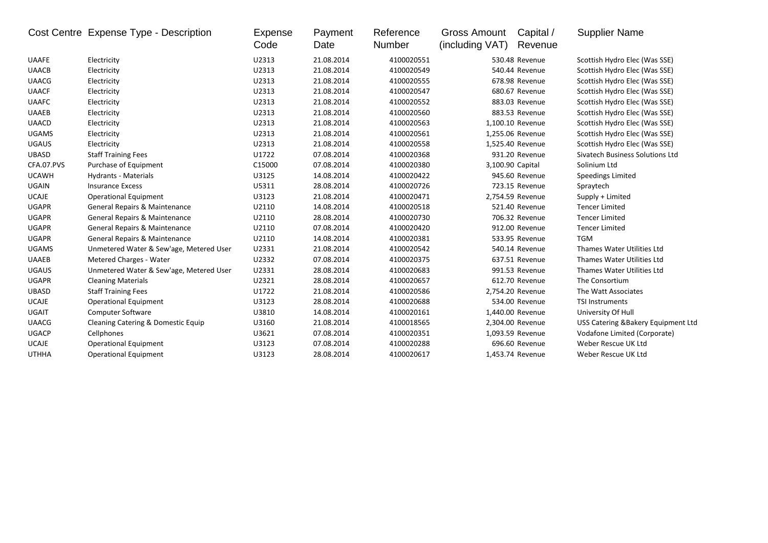| Cost Centre | Expense Type - Description | Expense Code | Payment Date | Reference Number | Gross Amount (including VAT) | Capital / Revenue | Supplier Name |
|---|---|---|---|---|---|---|---|
| UAAFE | Electricity | U2313 | 21.08.2014 | 4100020551 | 530.48 | Revenue | Scottish Hydro Elec (Was SSE) |
| UAACB | Electricity | U2313 | 21.08.2014 | 4100020549 | 540.44 | Revenue | Scottish Hydro Elec (Was SSE) |
| UAACG | Electricity | U2313 | 21.08.2014 | 4100020555 | 678.98 | Revenue | Scottish Hydro Elec (Was SSE) |
| UAACF | Electricity | U2313 | 21.08.2014 | 4100020547 | 680.67 | Revenue | Scottish Hydro Elec (Was SSE) |
| UAAFC | Electricity | U2313 | 21.08.2014 | 4100020552 | 883.03 | Revenue | Scottish Hydro Elec (Was SSE) |
| UAAEB | Electricity | U2313 | 21.08.2014 | 4100020560 | 883.53 | Revenue | Scottish Hydro Elec (Was SSE) |
| UAACD | Electricity | U2313 | 21.08.2014 | 4100020563 | 1,100.10 | Revenue | Scottish Hydro Elec (Was SSE) |
| UGAMS | Electricity | U2313 | 21.08.2014 | 4100020561 | 1,255.06 | Revenue | Scottish Hydro Elec (Was SSE) |
| UGAUS | Electricity | U2313 | 21.08.2014 | 4100020558 | 1,525.40 | Revenue | Scottish Hydro Elec (Was SSE) |
| UBASD | Staff Training Fees | U1722 | 07.08.2014 | 4100020368 | 931.20 | Revenue | Sivatech Business Solutions Ltd |
| CFA.07.PVS | Purchase of Equipment | C15000 | 07.08.2014 | 4100020380 | 3,100.90 | Capital | Solinium Ltd |
| UCAWH | Hydrants - Materials | U3125 | 14.08.2014 | 4100020422 | 945.60 | Revenue | Speedings Limited |
| UGAIN | Insurance Excess | U5311 | 28.08.2014 | 4100020726 | 723.15 | Revenue | Spraytech |
| UCAJE | Operational Equipment | U3123 | 21.08.2014 | 4100020471 | 2,754.59 | Revenue | Supply + Limited |
| UGAPR | General Repairs & Maintenance | U2110 | 14.08.2014 | 4100020518 | 521.40 | Revenue | Tencer Limited |
| UGAPR | General Repairs & Maintenance | U2110 | 28.08.2014 | 4100020730 | 706.32 | Revenue | Tencer Limited |
| UGAPR | General Repairs & Maintenance | U2110 | 07.08.2014 | 4100020420 | 912.00 | Revenue | Tencer Limited |
| UGAPR | General Repairs & Maintenance | U2110 | 14.08.2014 | 4100020381 | 533.95 | Revenue | TGM |
| UGAMS | Unmetered Water & Sew'age, Metered User | U2331 | 21.08.2014 | 4100020542 | 540.14 | Revenue | Thames Water Utilities Ltd |
| UAAEB | Metered Charges - Water | U2332 | 07.08.2014 | 4100020375 | 637.51 | Revenue | Thames Water Utilities Ltd |
| UGAUS | Unmetered Water & Sew'age, Metered User | U2331 | 28.08.2014 | 4100020683 | 991.53 | Revenue | Thames Water Utilities Ltd |
| UGAPR | Cleaning Materials | U2321 | 28.08.2014 | 4100020657 | 612.70 | Revenue | The Consortium |
| UBASD | Staff Training Fees | U1722 | 21.08.2014 | 4100020586 | 2,754.20 | Revenue | The Watt Associates |
| UCAJE | Operational Equipment | U3123 | 28.08.2014 | 4100020688 | 534.00 | Revenue | TSI Instruments |
| UGAIT | Computer Software | U3810 | 14.08.2014 | 4100020161 | 1,440.00 | Revenue | University Of Hull |
| UAACG | Cleaning Catering & Domestic Equip | U3160 | 21.08.2014 | 4100018565 | 2,304.00 | Revenue | USS Catering &Bakery Equipment Ltd |
| UGACP | Cellphones | U3621 | 07.08.2014 | 4100020351 | 1,093.59 | Revenue | Vodafone Limited (Corporate) |
| UCAJE | Operational Equipment | U3123 | 07.08.2014 | 4100020288 | 696.60 | Revenue | Weber Rescue UK Ltd |
| UTHHA | Operational Equipment | U3123 | 28.08.2014 | 4100020617 | 1,453.74 | Revenue | Weber Rescue UK Ltd |